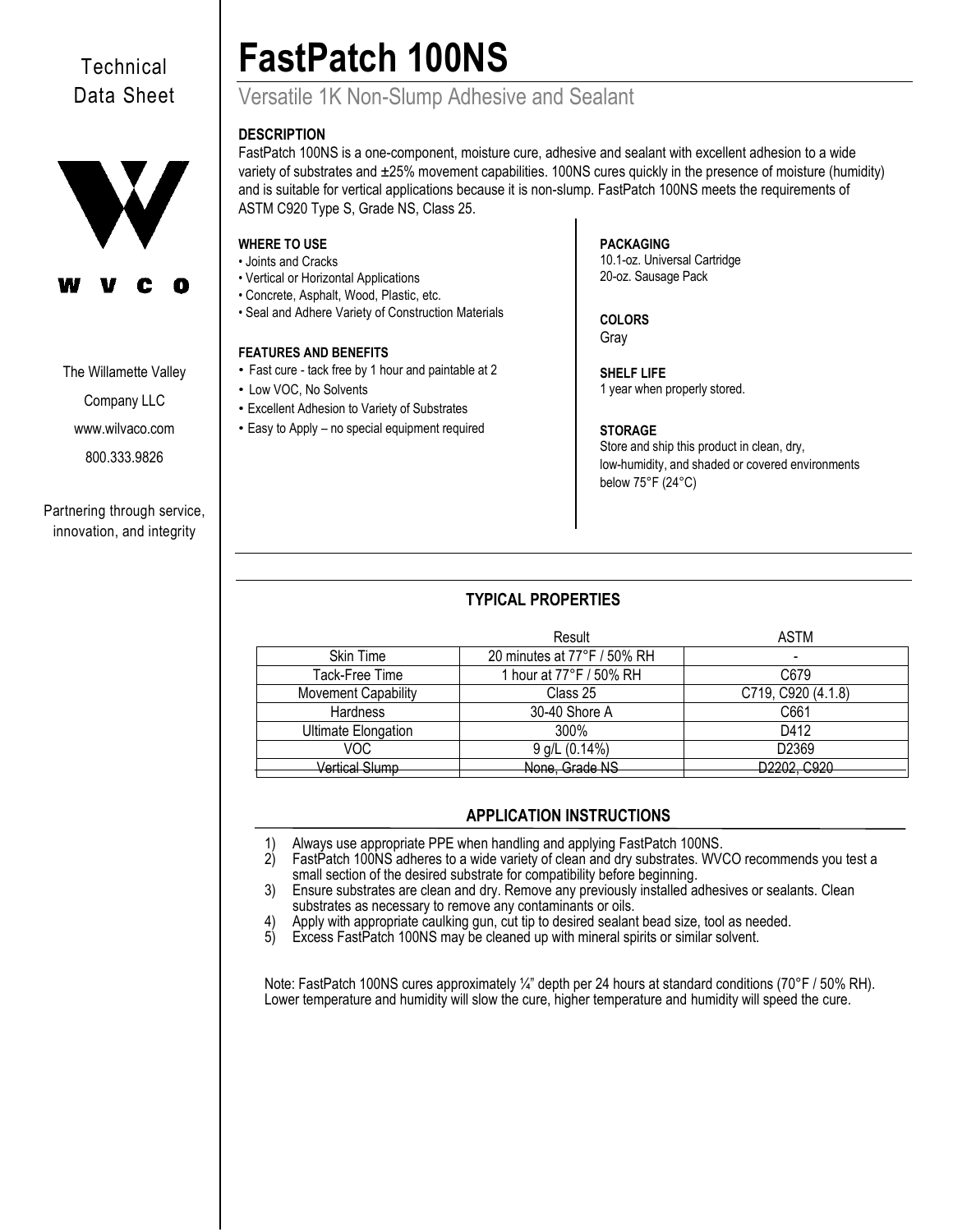Technical Data Sheet

W V C O

The Willamette Valley Company LLC
www.wilvaco.com
800.333.9826

Partnering through service, innovation, and integrity

# FastPatch 100NS

## Versatile 1K Non-Slump Adhesive and Sealant

**DESCRIPTION**

FastPatch 100NS is a one-component, moisture cure, adhesive and sealant with excellent adhesion to a wide variety of substrates and ±25% movement capabilities. 100NS cures quickly in the presence of moisture (humidity) and is suitable for vertical applications because it is non-slump. FastPatch 100NS meets the requirements of ASTM C920 Type S, Grade NS, Class 25.

**WHERE TO USE**

- Joints and Cracks
- Vertical or Horizontal Applications
- Concrete, Asphalt, Wood, Plastic, etc.
- Seal and Adhere Variety of Construction Materials

**FEATURES AND BENEFITS**

- Fast cure - tack free by 1 hour and paintable at 2
- Low VOC, No Solvents
- Excellent Adhesion to Variety of Substrates
- Easy to Apply – no special equipment required

**PACKAGING**

10.1-oz. Universal Cartridge
20-oz. Sausage Pack

**COLORS**

Gray

**SHELF LIFE**

1 year when properly stored.

**STORAGE**

Store and ship this product in clean, dry, low-humidity, and shaded or covered environments below 75°F (24°C)

### TYPICAL PROPERTIES

| | Result | ASTM |
|---|---|---|
| Skin Time | 20 minutes at 77°F / 50% RH | - |
| Tack-Free Time | 1 hour at 77°F / 50% RH | C679 |
| Movement Capability | Class 25 | C719, C920 (4.1.8) |
| Hardness | 30-40 Shore A | C661 |
| Ultimate Elongation | 300% | D412 |
| VOC | 9 g/L (0.14%) | D2369 |
| Vertical Slump | None, Grade NS | D2202, C920 |

### APPLICATION INSTRUCTIONS

1) Always use appropriate PPE when handling and applying FastPatch 100NS.
2) FastPatch 100NS adheres to a wide variety of clean and dry substrates. WVCO recommends you test a small section of the desired substrate for compatibility before beginning.
3) Ensure substrates are clean and dry. Remove any previously installed adhesives or sealants. Clean substrates as necessary to remove any contaminants or oils.
4) Apply with appropriate caulking gun, cut tip to desired sealant bead size, tool as needed.
5) Excess FastPatch 100NS may be cleaned up with mineral spirits or similar solvent.

Note: FastPatch 100NS cures approximately ¼" depth per 24 hours at standard conditions (70°F / 50% RH). Lower temperature and humidity will slow the cure, higher temperature and humidity will speed the cure.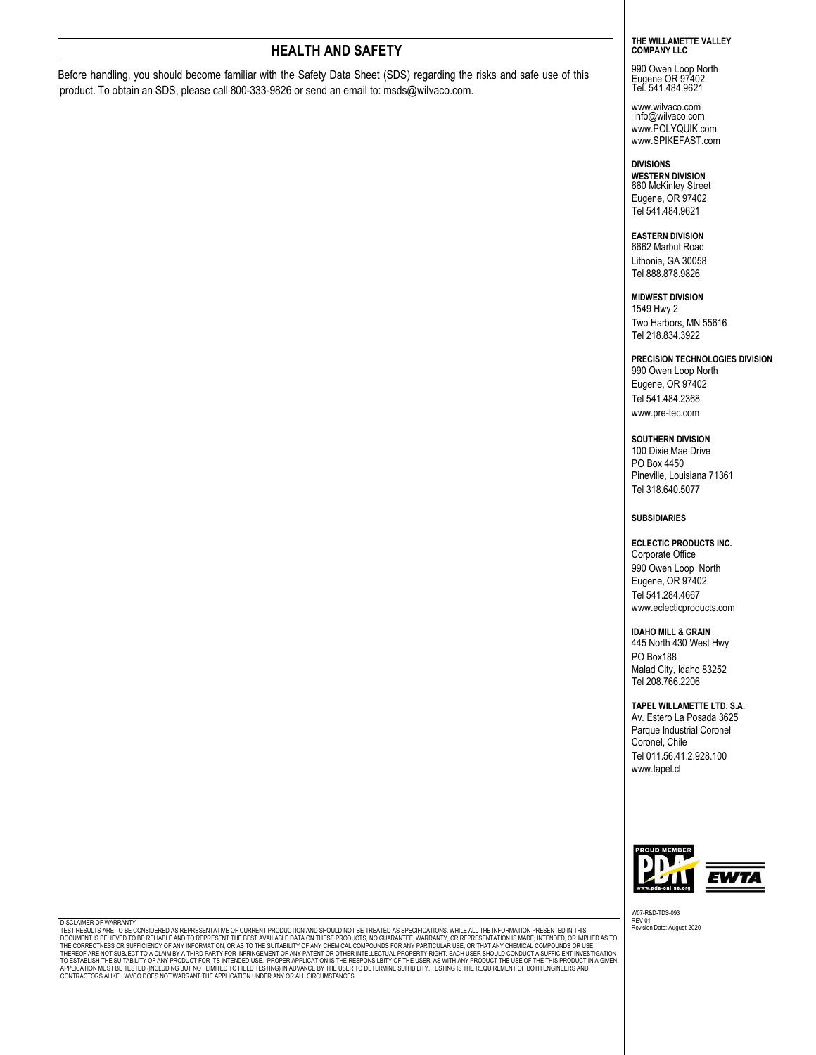## HEALTH AND SAFETY

Before handling, you should become familiar with the Safety Data Sheet (SDS) regarding the risks and safe use of this product. To obtain an SDS, please call 800-333-9826 or send an email to: msds@wilvaco.com.

**THE WILLAMETTE VALLEY COMPANY LLC**

990 Owen Loop North
Eugene OR 97402
Tel. 541.484.9621

www.wilvaco.com
info@wilvaco.com
www.POLYQUIK.com
www.SPIKEFAST.com

**DIVISIONS**

**WESTERN DIVISION**
660 McKinley Street
Eugene, OR 97402
Tel 541.484.9621

**EASTERN DIVISION**
6662 Marbut Road
Lithonia, GA 30058
Tel 888.878.9826

**MIDWEST DIVISION**
1549 Hwy 2
Two Harbors, MN 55616
Tel 218.834.3922

**PRECISION TECHNOLOGIES DIVISION**
990 Owen Loop North
Eugene, OR 97402
Tel 541.484.2368
www.pre-tec.com

**SOUTHERN DIVISION**
100 Dixie Mae Drive
PO Box 4450
Pineville, Louisiana 71361
Tel 318.640.5077

**SUBSIDIARIES**

**ECLECTIC PRODUCTS INC.**
Corporate Office
990 Owen Loop North
Eugene, OR 97402
Tel 541.284.4667
www.eclecticproducts.com

**IDAHO MILL & GRAIN**
445 North 430 West Hwy
PO Box188
Malad City, Idaho 83252
Tel 208.766.2206

**TAPEL WILLAMETTE LTD. S.A.**
Av. Estero La Posada 3625
Parque Industrial Coronel
Coronel, Chile
Tel 011.56.41.2.928.100
www.tapel.cl

W07-R&D-TDS-093
REV 01
Revision Date: August 2020

DISCLAIMER OF WARRANTY
TEST RESULTS ARE TO BE CONSIDERED AS REPRESENTATIVE OF CURRENT PRODUCTION AND SHOULD NOT BE TREATED AS SPECIFICATIONS. WHILE ALL THE INFORMATION PRESENTED IN THIS DOCUMENT IS BELIEVED TO BE RELIABLE AND TO REPRESENT THE BEST AVAILABLE DATA ON THESE PRODUCTS, NO GUARANTEE, WARRANTY, OR REPRESENTATION IS MADE, INTENDED, OR IMPLIED AS TO THE CORRECTNESS OR SUFFICIENCY OF ANY INFORMATION, OR AS TO THE SUITABILITY OF ANY CHEMICAL COMPOUNDS FOR ANY PARTICULAR USE, OR THAT ANY CHEMICAL COMPOUNDS OR USE THEREOF ARE NOT SUBJECT TO A CLAIM BY A THIRD PARTY FOR INFRINGEMENT OF ANY PATENT OR OTHER INTELLECTUAL PROPERTY RIGHT. EACH USER SHOULD CONDUCT A SUFFICIENT INVESTIGATION TO ESTABLISH THE SUITABILITY OF ANY PRODUCT FOR ITS INTENDED USE. PROPER APPLICATION IS THE RESPONSILBITY OF THE USER. AS WITH ANY PRODUCT THE USE OF THE THIS PRODUCT IN A GIVEN APPLICATION MUST BE TESTED (INCLUDING BUT NOT LIMITED TO FIELD TESTING) IN ADVANCE BY THE USER TO DETERMINE SUITIBILITY. TESTING IS THE REQUIREMENT OF BOTH ENGINEERS AND CONTRACTORS ALIKE. WVCO DOES NOT WARRANT THE APPLICATION UNDER ANY OR ALL CIRCUMSTANCES.